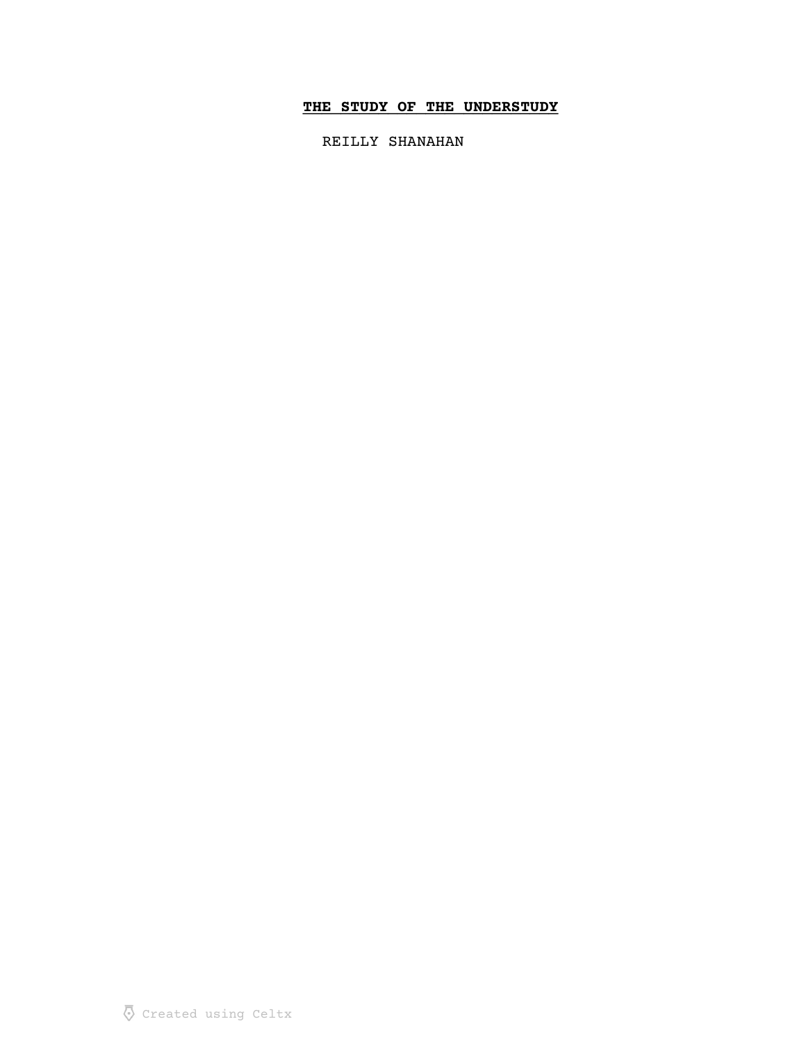# **THE STUDY OF THE UNDERSTUDY**

REILLY SHANAHAN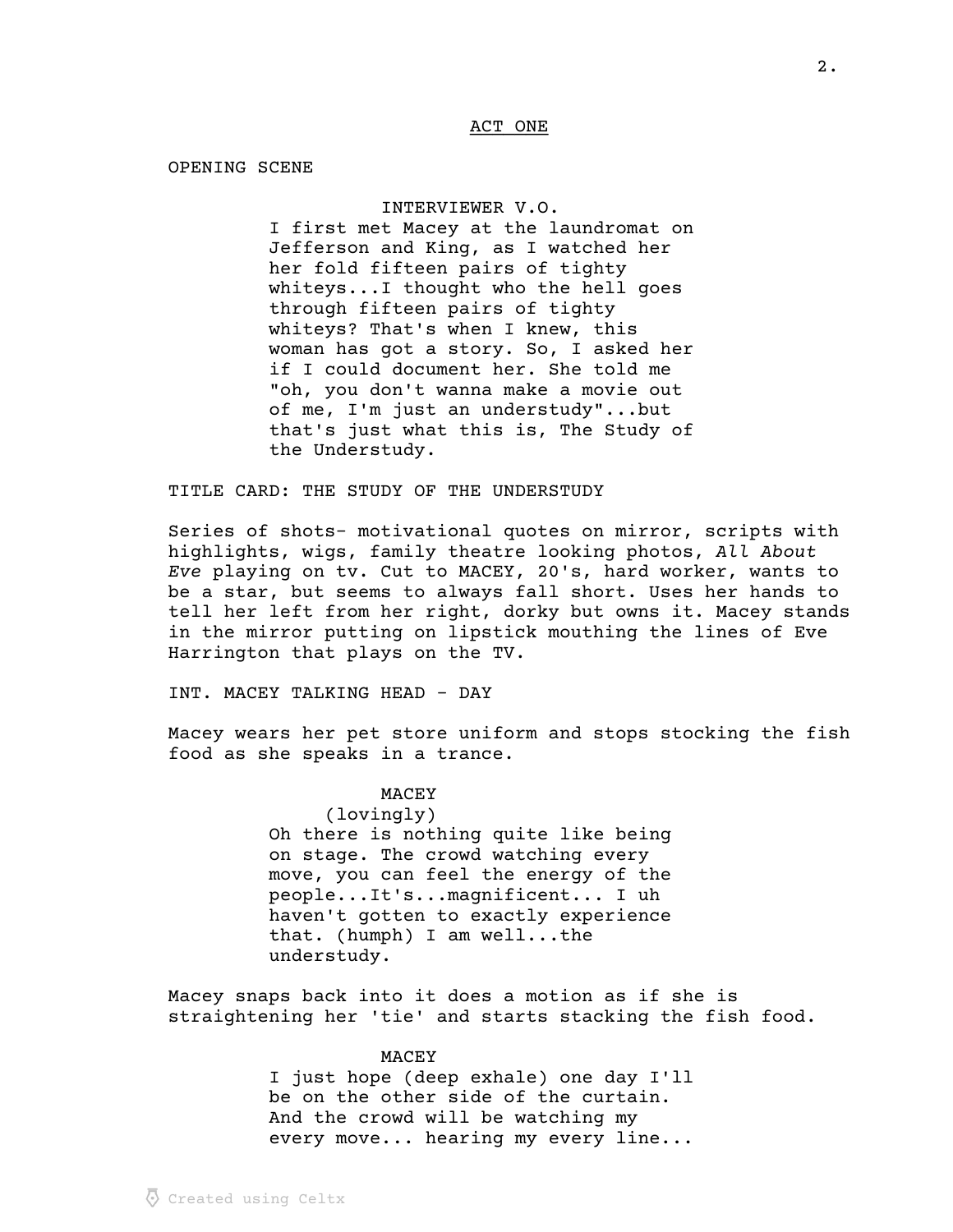ACT ONE

OPENING SCENE

INTERVIEWER V.O.
I first met Macey at the laundromat on Jefferson and King, as I watched her her fold fifteen pairs of tighty whiteys...I thought who the hell goes through fifteen pairs of tighty whiteys? That's when I knew, this woman has got a story. So, I asked her if I could document her. She told me "oh, you don't wanna make a movie out of me, I'm just an understudy"...but that's just what this is, The Study of the Understudy.

TITLE CARD: THE STUDY OF THE UNDERSTUDY

Series of shots- motivational quotes on mirror, scripts with highlights, wigs, family theatre looking photos, *All About Eve* playing on tv. Cut to MACEY, 20's, hard worker, wants to be a star, but seems to always fall short. Uses her hands to tell her left from her right, dorky but owns it. Macey stands in the mirror putting on lipstick mouthing the lines of Eve Harrington that plays on the TV.

INT. MACEY TALKING HEAD - DAY

Macey wears her pet store uniform and stops stocking the fish food as she speaks in a trance.

MACEY
(lovingly)
Oh there is nothing quite like being on stage. The crowd watching every move, you can feel the energy of the people...It's...magnificent... I uh haven't gotten to exactly experience that. (humph) I am well...the understudy.

Macey snaps back into it does a motion as if she is straightening her 'tie' and starts stacking the fish food.

MACEY
I just hope (deep exhale) one day I'll be on the other side of the curtain. And the crowd will be watching my every move... hearing my every line...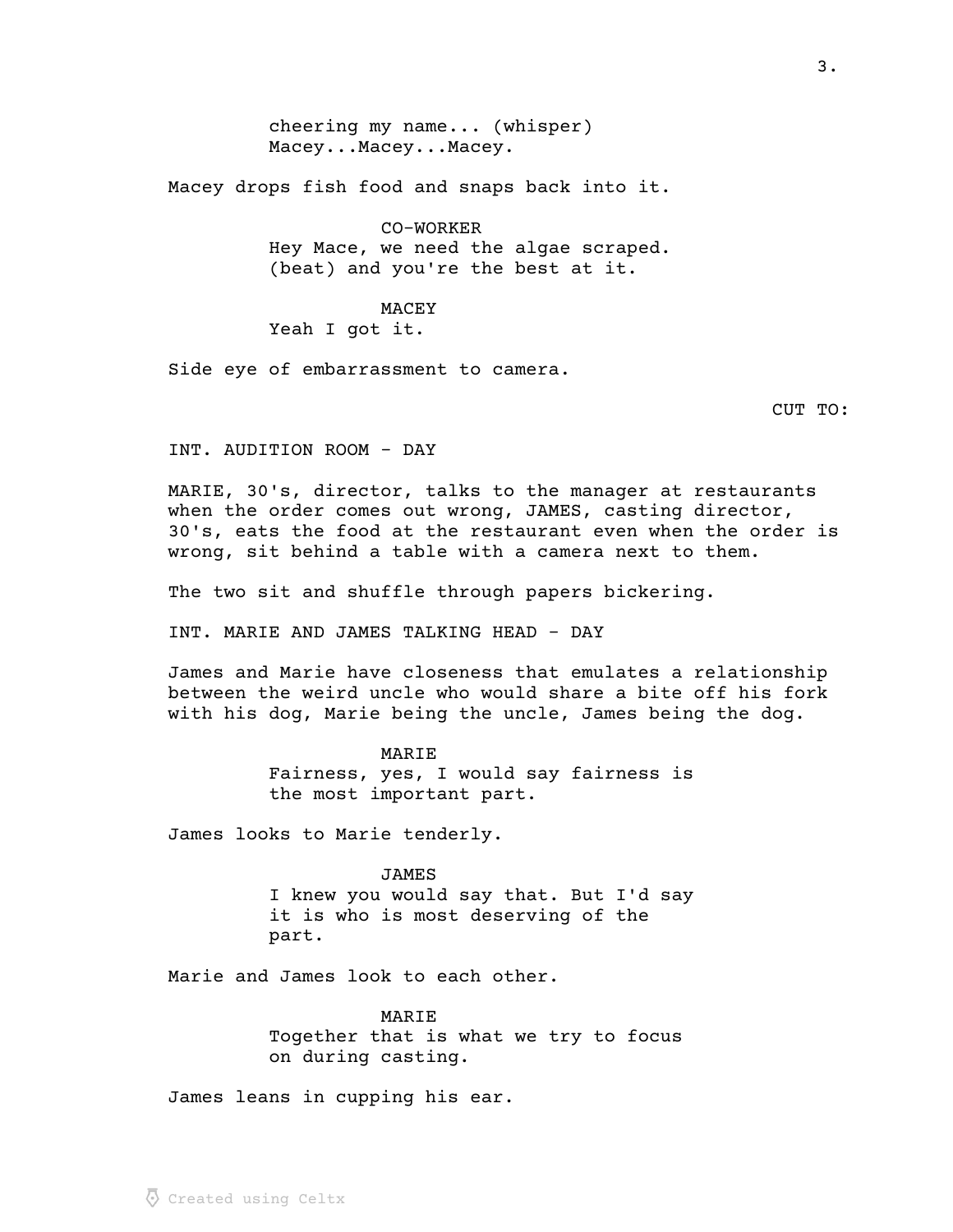cheering my name... (whisper)
Macey...Macey...Macey.

Macey drops fish food and snaps back into it.

CO-WORKER
Hey Mace, we need the algae scraped.
(beat) and you're the best at it.

MACEY
Yeah I got it.

Side eye of embarrassment to camera.

CUT TO:

INT. AUDITION ROOM - DAY

MARIE, 30's, director, talks to the manager at restaurants when the order comes out wrong, JAMES, casting director, 30's, eats the food at the restaurant even when the order is wrong, sit behind a table with a camera next to them.

The two sit and shuffle through papers bickering.

INT. MARIE AND JAMES TALKING HEAD - DAY

James and Marie have closeness that emulates a relationship between the weird uncle who would share a bite off his fork with his dog, Marie being the uncle, James being the dog.

MARIE
Fairness, yes, I would say fairness is the most important part.

James looks to Marie tenderly.

JAMES
I knew you would say that. But I'd say it is who is most deserving of the part.

Marie and James look to each other.

MARIE
Together that is what we try to focus on during casting.

James leans in cupping his ear.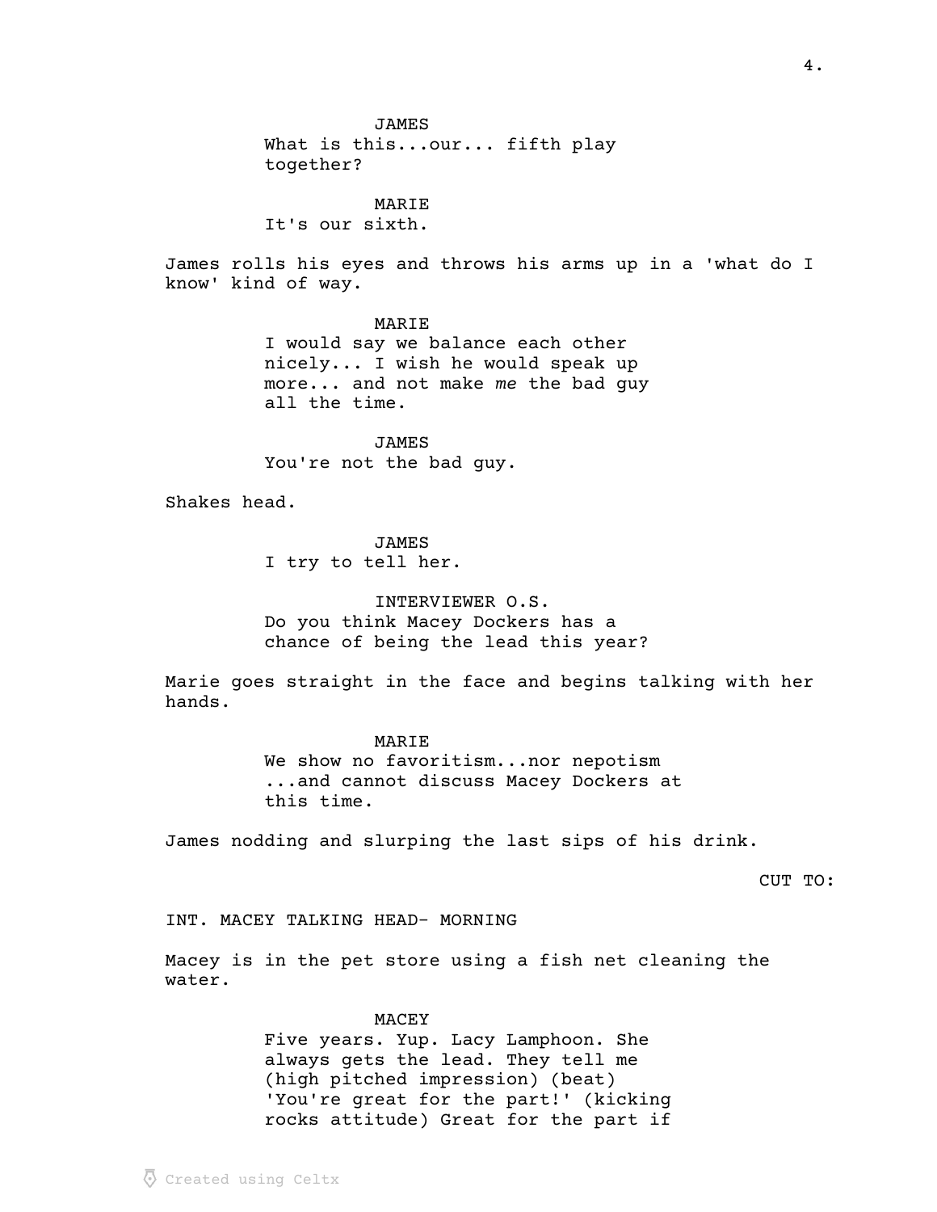JAMES
What is this...our... fifth play together?

MARIE
It's our sixth.

James rolls his eyes and throws his arms up in a 'what do I know' kind of way.

MARIE
I would say we balance each other nicely... I wish he would speak up more... and not make *me* the bad guy all the time.

JAMES
You're not the bad guy.

Shakes head.

JAMES
I try to tell her.

INTERVIEWER O.S.
Do you think Macey Dockers has a chance of being the lead this year?

Marie goes straight in the face and begins talking with her hands.

MARIE
We show no favoritism...nor nepotism ...and cannot discuss Macey Dockers at this time.

James nodding and slurping the last sips of his drink.

CUT TO:

INT. MACEY TALKING HEAD- MORNING

Macey is in the pet store using a fish net cleaning the water.

MACEY
Five years. Yup. Lacy Lamphoon. She always gets the lead. They tell me (high pitched impression) (beat) 'You're great for the part!' (kicking rocks attitude) Great for the part if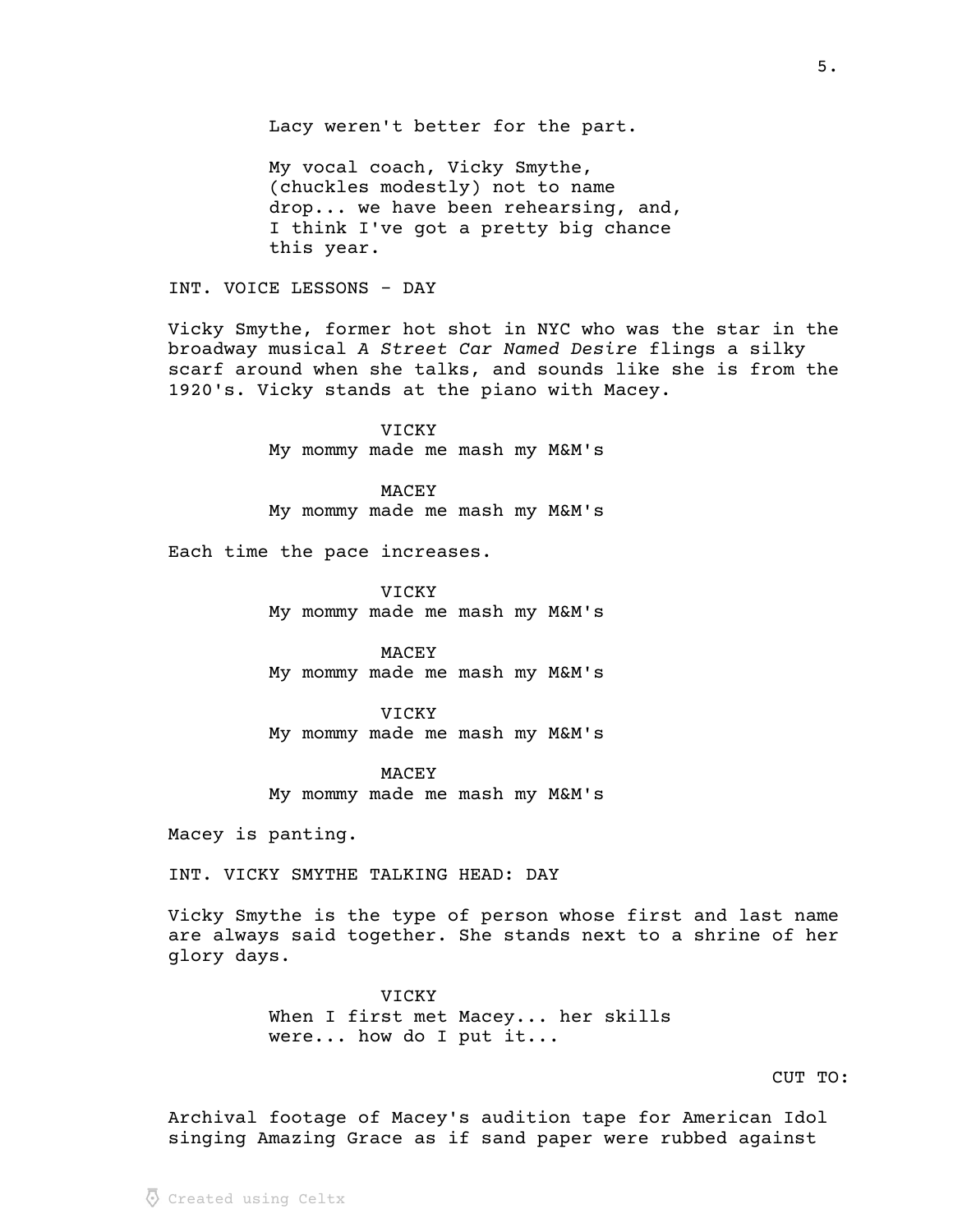Lacy weren't better for the part.

My vocal coach, Vicky Smythe, (chuckles modestly) not to name drop... we have been rehearsing, and, I think I've got a pretty big chance this year.

INT. VOICE LESSONS - DAY

Vicky Smythe, former hot shot in NYC who was the star in the broadway musical *A Street Car Named Desire* flings a silky scarf around when she talks, and sounds like she is from the 1920's. Vicky stands at the piano with Macey.

VICKY
My mommy made me mash my M&M's

MACEY
My mommy made me mash my M&M's

Each time the pace increases.

VICKY
My mommy made me mash my M&M's

MACEY
My mommy made me mash my M&M's

VICKY
My mommy made me mash my M&M's

MACEY
My mommy made me mash my M&M's

Macey is panting.

INT. VICKY SMYTHE TALKING HEAD: DAY

Vicky Smythe is the type of person whose first and last name are always said together. She stands next to a shrine of her glory days.

VICKY
When I first met Macey... her skills were... how do I put it...

CUT TO:

Archival footage of Macey's audition tape for American Idol singing Amazing Grace as if sand paper were rubbed against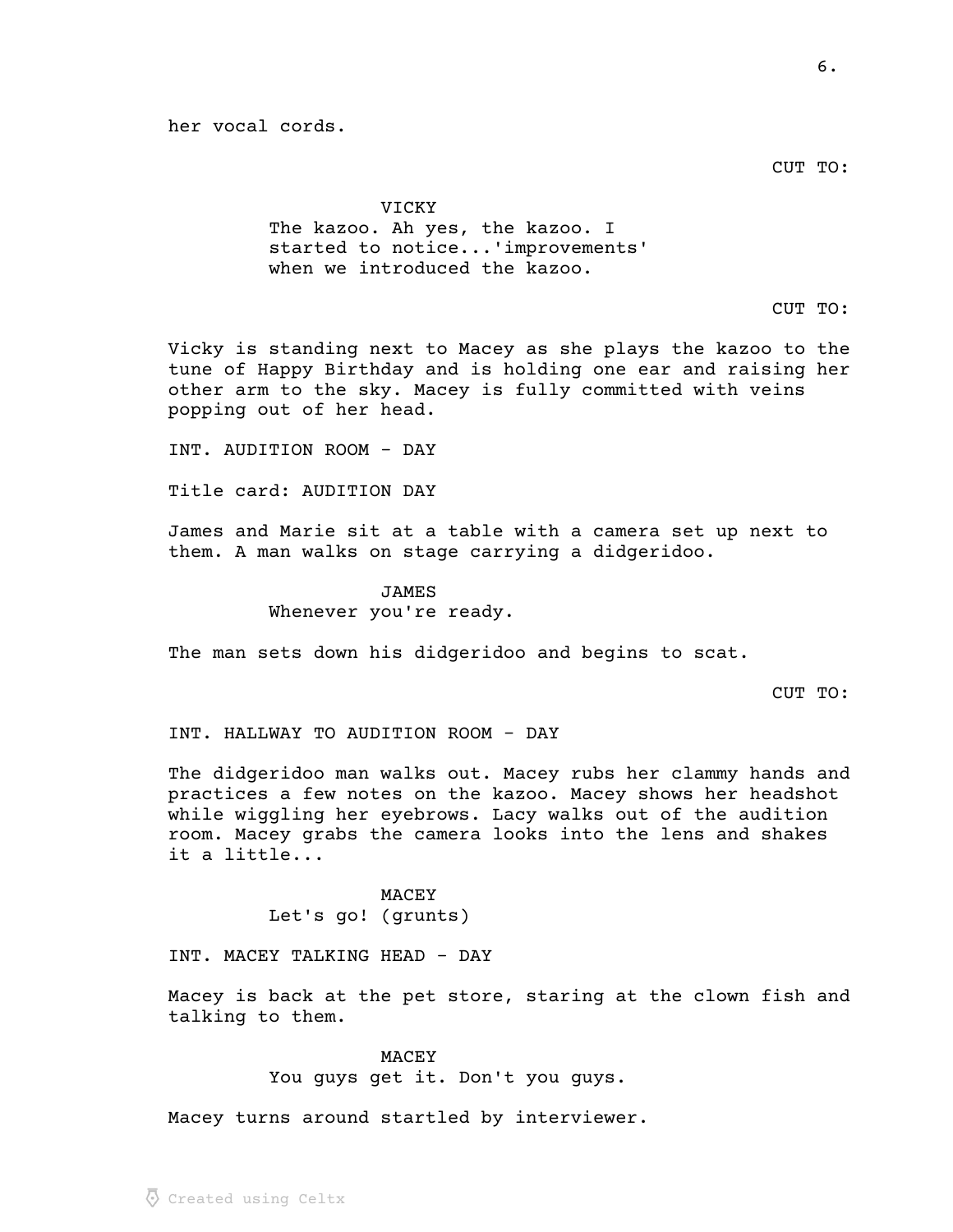her vocal cords.

CUT TO:

VICKY
The kazoo. Ah yes, the kazoo. I started to notice...'improvements' when we introduced the kazoo.

CUT TO:

Vicky is standing next to Macey as she plays the kazoo to the tune of Happy Birthday and is holding one ear and raising her other arm to the sky. Macey is fully committed with veins popping out of her head.

INT. AUDITION ROOM - DAY

Title card: AUDITION DAY

James and Marie sit at a table with a camera set up next to them. A man walks on stage carrying a didgeridoo.

JAMES
Whenever you're ready.

The man sets down his didgeridoo and begins to scat.

CUT TO:

INT. HALLWAY TO AUDITION ROOM - DAY

The didgeridoo man walks out. Macey rubs her clammy hands and practices a few notes on the kazoo. Macey shows her headshot while wiggling her eyebrows. Lacy walks out of the audition room. Macey grabs the camera looks into the lens and shakes it a little...

MACEY
Let's go! (grunts)

INT. MACEY TALKING HEAD - DAY

Macey is back at the pet store, staring at the clown fish and talking to them.

MACEY
You guys get it. Don't you guys.

Macey turns around startled by interviewer.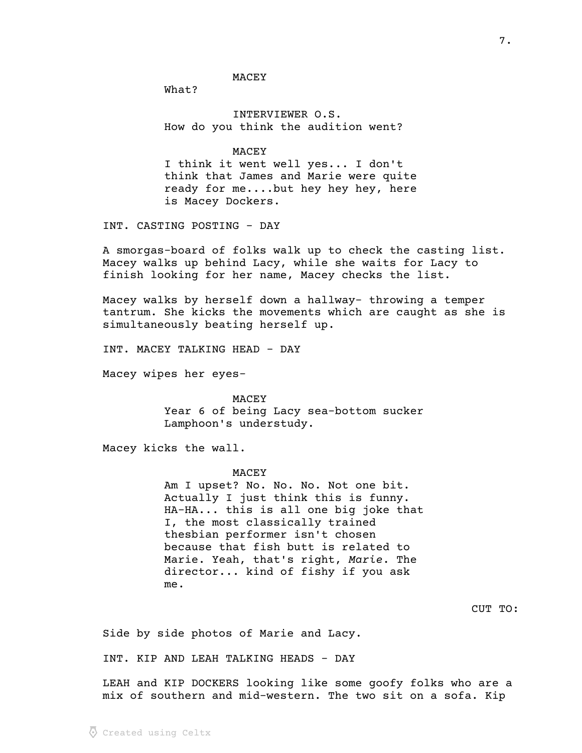MACEY

What?

INTERVIEWER O.S.

How do you think the audition went?

MACEY

I think it went well yes... I don't think that James and Marie were quite ready for me....but hey hey hey, here is Macey Dockers.

INT. CASTING POSTING - DAY

A smorgas-board of folks walk up to check the casting list. Macey walks up behind Lacy, while she waits for Lacy to finish looking for her name, Macey checks the list.

Macey walks by herself down a hallway- throwing a temper tantrum. She kicks the movements which are caught as she is simultaneously beating herself up.

INT. MACEY TALKING HEAD - DAY

Macey wipes her eyes-

MACEY

Year 6 of being Lacy sea-bottom sucker Lamphoon's understudy.

Macey kicks the wall.

MACEY

Am I upset? No. No. No. Not one bit. Actually I just think this is funny. HA-HA... this is all one big joke that I, the most classically trained thesbian performer isn't chosen because that fish butt is related to Marie. Yeah, that's right, *Marie*. The director... kind of fishy if you ask me.

CUT TO:

Side by side photos of Marie and Lacy.

INT. KIP AND LEAH TALKING HEADS - DAY

LEAH and KIP DOCKERS looking like some goofy folks who are a mix of southern and mid-western. The two sit on a sofa. Kip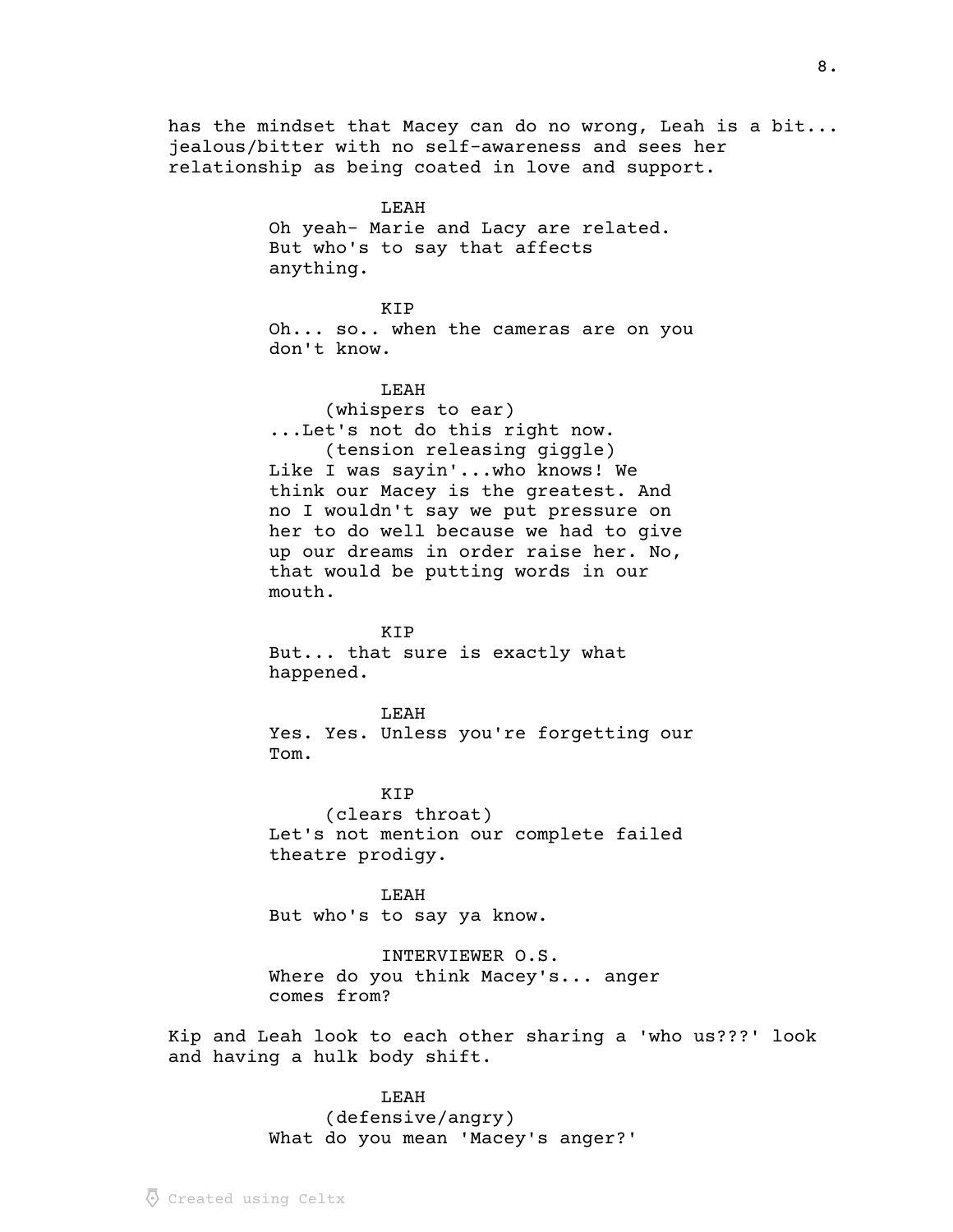has the mindset that Macey can do no wrong, Leah is a bit... jealous/bitter with no self-awareness and sees her relationship as being coated in love and support.

LEAH
Oh yeah- Marie and Lacy are related. But who's to say that affects anything.

KIP
Oh... so.. when the cameras are on you don't know.

LEAH
(whispers to ear)
...Let's not do this right now.
(tension releasing giggle)
Like I was sayin'...who knows! We think our Macey is the greatest. And no I wouldn't say we put pressure on her to do well because we had to give up our dreams in order raise her. No, that would be putting words in our mouth.

KIP
But... that sure is exactly what happened.

LEAH
Yes. Yes. Unless you're forgetting our Tom.

KIP
(clears throat)
Let's not mention our complete failed theatre prodigy.

LEAH
But who's to say ya know.

INTERVIEWER O.S.
Where do you think Macey's... anger comes from?

Kip and Leah look to each other sharing a 'who us???' look and having a hulk body shift.

LEAH
(defensive/angry)
What do you mean 'Macey's anger?'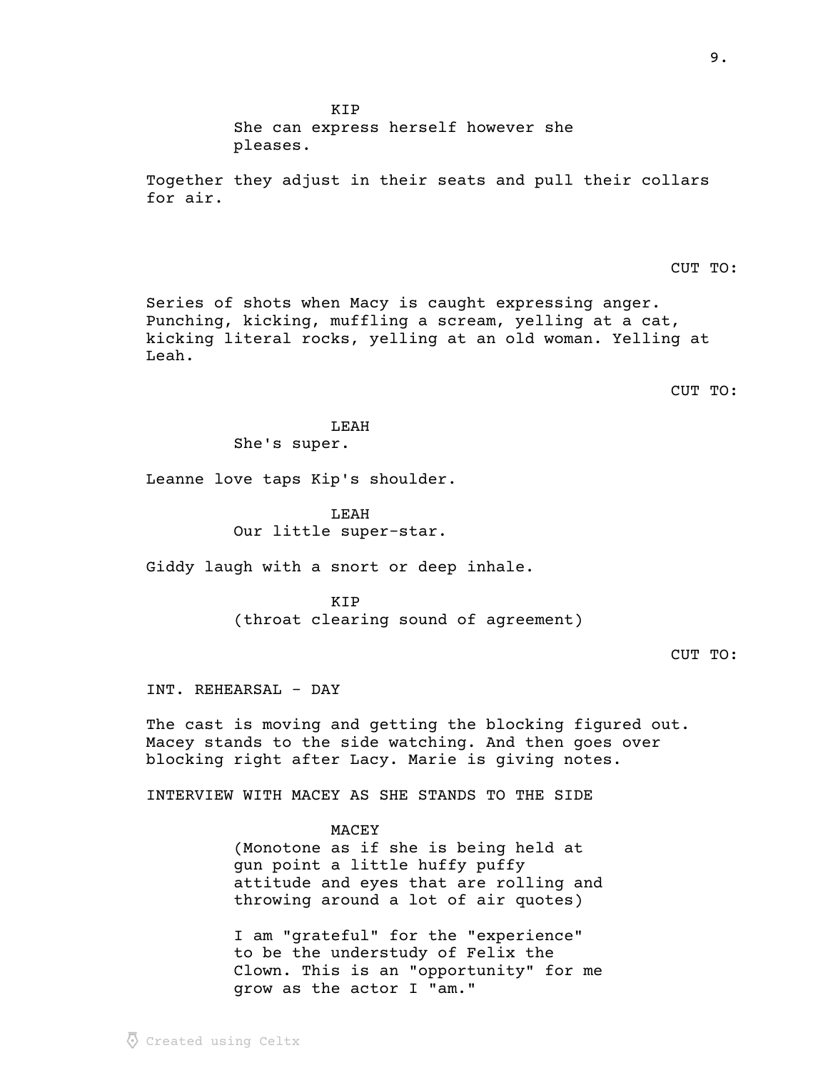KIP
She can express herself however she pleases.

Together they adjust in their seats and pull their collars for air.

CUT TO:

Series of shots when Macy is caught expressing anger. Punching, kicking, muffling a scream, yelling at a cat, kicking literal rocks, yelling at an old woman. Yelling at Leah.

CUT TO:

LEAH
She's super.

Leanne love taps Kip's shoulder.

LEAH
Our little super-star.

Giddy laugh with a snort or deep inhale.

KIP
(throat clearing sound of agreement)

CUT TO:

INT. REHEARSAL - DAY

The cast is moving and getting the blocking figured out. Macey stands to the side watching. And then goes over blocking right after Lacy. Marie is giving notes.

INTERVIEW WITH MACEY AS SHE STANDS TO THE SIDE

MACEY
(Monotone as if she is being held at gun point a little huffy puffy attitude and eyes that are rolling and throwing around a lot of air quotes)

I am "grateful" for the "experience" to be the understudy of Felix the Clown. This is an "opportunity" for me grow as the actor I "am."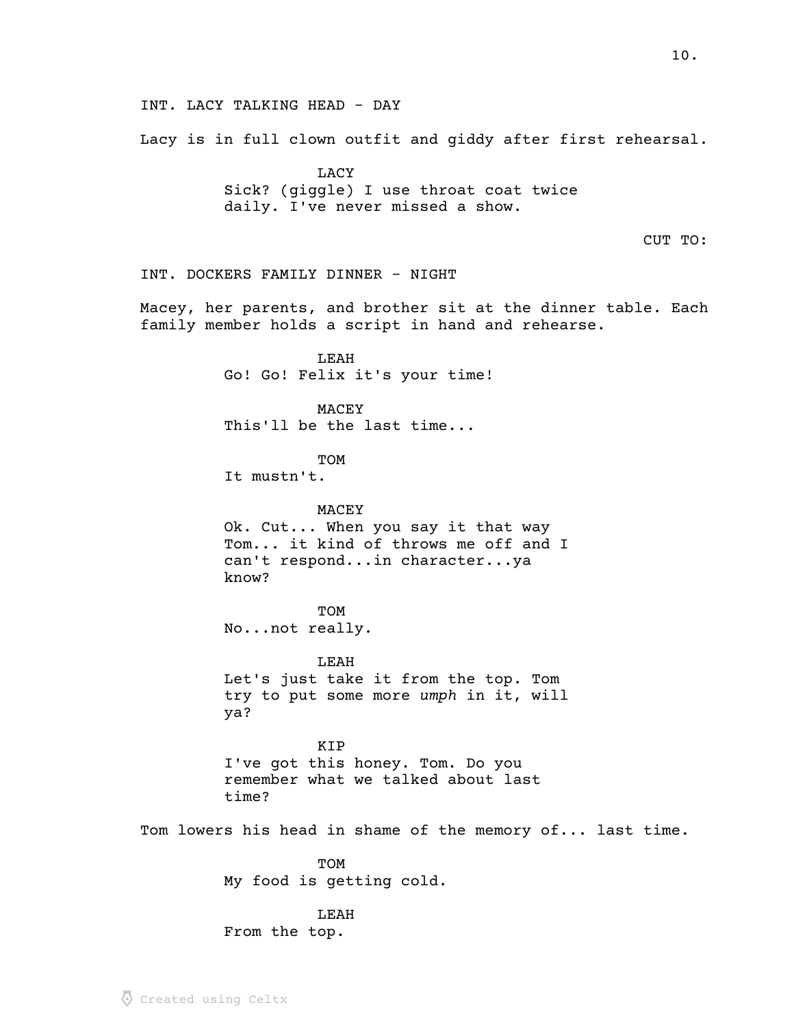INT. LACY TALKING HEAD - DAY

Lacy is in full clown outfit and giddy after first rehearsal.

LACY
Sick? (giggle) I use throat coat twice daily. I've never missed a show.

CUT TO:

INT. DOCKERS FAMILY DINNER - NIGHT

Macey, her parents, and brother sit at the dinner table. Each family member holds a script in hand and rehearse.

LEAH
Go! Go! Felix it's your time!

MACEY
This'll be the last time...

TOM
It mustn't.

MACEY
Ok. Cut... When you say it that way Tom... it kind of throws me off and I can't respond...in character...ya know?

TOM
No...not really.

LEAH
Let's just take it from the top. Tom try to put some more *umph* in it, will ya?

KIP
I've got this honey. Tom. Do you remember what we talked about last time?

Tom lowers his head in shame of the memory of... last time.

TOM
My food is getting cold.

LEAH
From the top.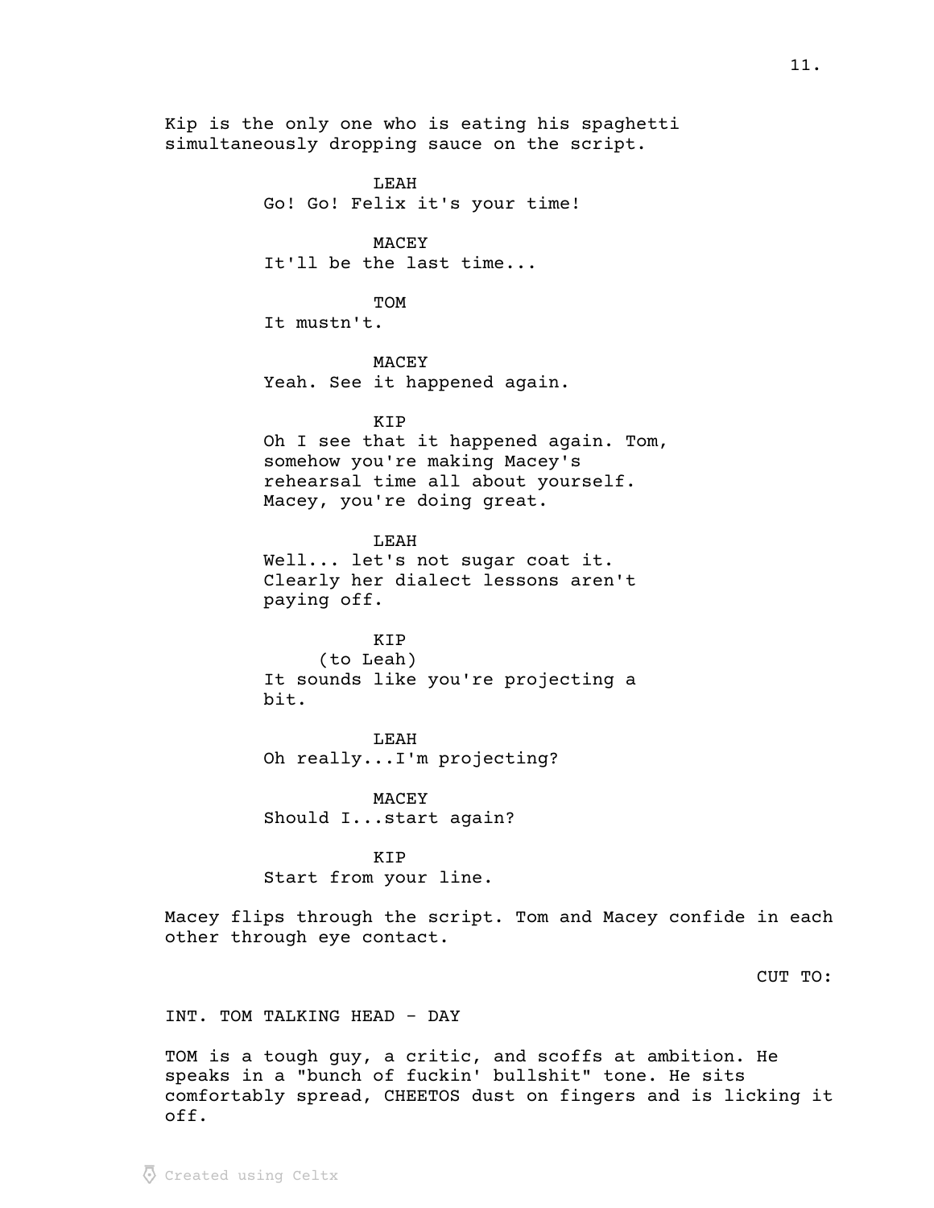Kip is the only one who is eating his spaghetti simultaneously dropping sauce on the script.

LEAH
Go! Go! Felix it's your time!

MACEY
It'll be the last time...

TOM
It mustn't.

MACEY
Yeah. See it happened again.

KIP
Oh I see that it happened again. Tom, somehow you're making Macey's rehearsal time all about yourself. Macey, you're doing great.

LEAH
Well... let's not sugar coat it. Clearly her dialect lessons aren't paying off.

KIP
(to Leah)
It sounds like you're projecting a bit.

LEAH
Oh really...I'm projecting?

MACEY
Should I...start again?

KIP
Start from your line.

Macey flips through the script. Tom and Macey confide in each other through eye contact.

CUT TO:

INT. TOM TALKING HEAD - DAY

TOM is a tough guy, a critic, and scoffs at ambition. He speaks in a "bunch of fuckin' bullshit" tone. He sits comfortably spread, CHEETOS dust on fingers and is licking it off.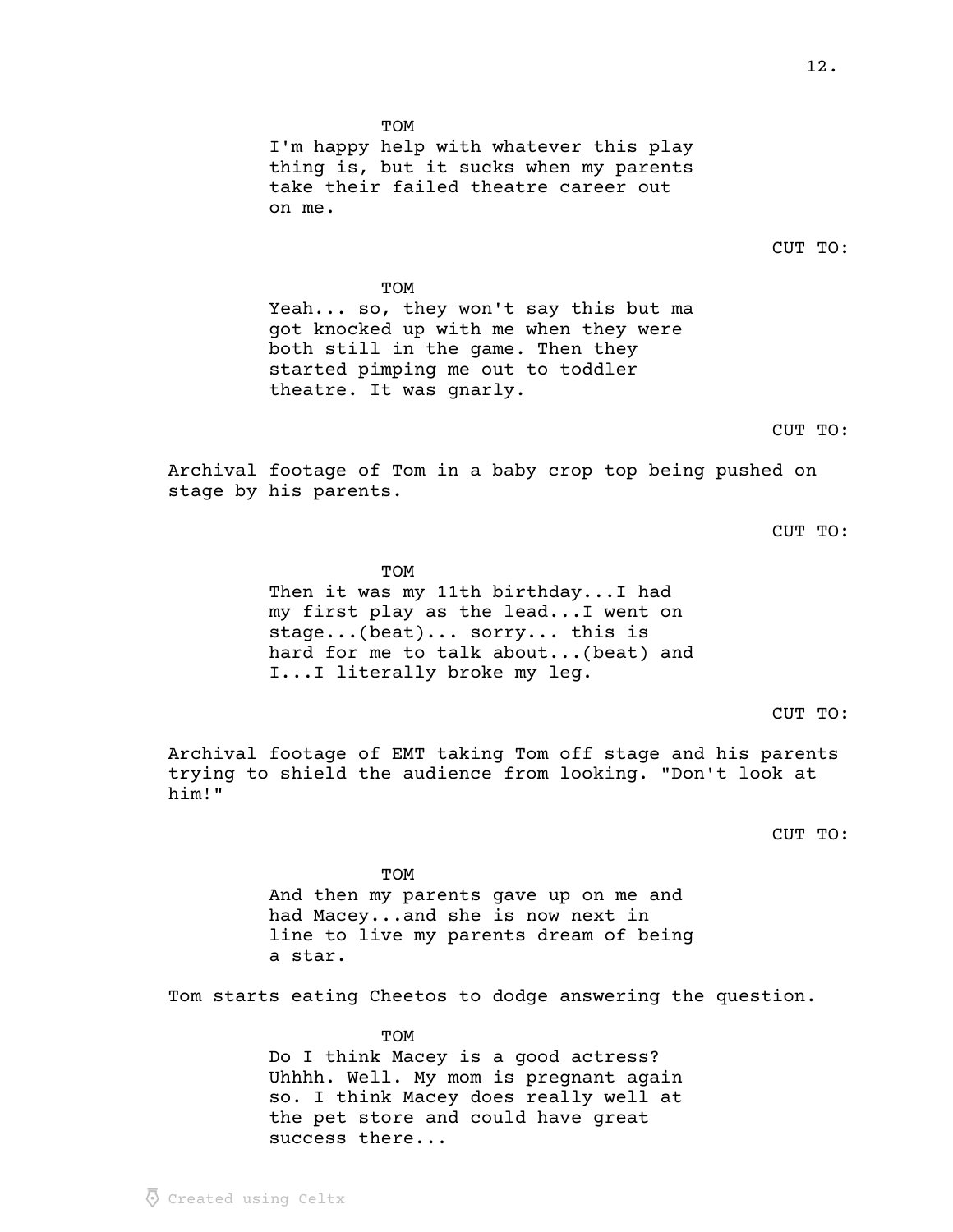TOM
I'm happy help with whatever this play thing is, but it sucks when my parents take their failed theatre career out on me.

CUT TO:

TOM
Yeah... so, they won't say this but ma got knocked up with me when they were both still in the game. Then they started pimping me out to toddler theatre. It was gnarly.

CUT TO:

Archival footage of Tom in a baby crop top being pushed on stage by his parents.

CUT TO:

TOM
Then it was my 11th birthday...I had my first play as the lead...I went on stage...(beat)... sorry... this is hard for me to talk about...(beat) and I...I literally broke my leg.

CUT TO:

Archival footage of EMT taking Tom off stage and his parents trying to shield the audience from looking. "Don't look at him!"

CUT TO:

TOM
And then my parents gave up on me and had Macey...and she is now next in line to live my parents dream of being a star.

Tom starts eating Cheetos to dodge answering the question.

TOM
Do I think Macey is a good actress? Uhhhh. Well. My mom is pregnant again so. I think Macey does really well at the pet store and could have great success there...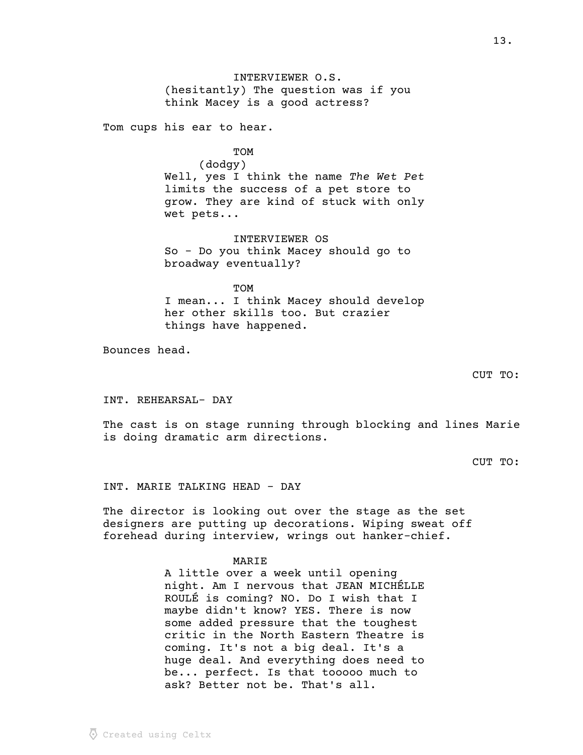INTERVIEWER O.S.
(hesitantly) The question was if you think Macey is a good actress?

Tom cups his ear to hear.

TOM
(dodgy)
Well, yes I think the name *The Wet Pet* limits the success of a pet store to grow. They are kind of stuck with only wet pets...

INTERVIEWER OS
So - Do you think Macey should go to broadway eventually?

TOM
I mean... I think Macey should develop her other skills too. But crazier things have happened.

Bounces head.

CUT TO:

INT. REHEARSAL- DAY

The cast is on stage running through blocking and lines Marie is doing dramatic arm directions.

CUT TO:

INT. MARIE TALKING HEAD - DAY

The director is looking out over the stage as the set designers are putting up decorations. Wiping sweat off forehead during interview, wrings out hanker-chief.

MARIE
A little over a week until opening night. Am I nervous that JEAN MICHÉLLE ROULÉ is coming? NO. Do I wish that I maybe didn't know? YES. There is now some added pressure that the toughest critic in the North Eastern Theatre is coming. It's not a big deal. It's a huge deal. And everything does need to be... perfect. Is that tooooo much to ask? Better not be. That's all.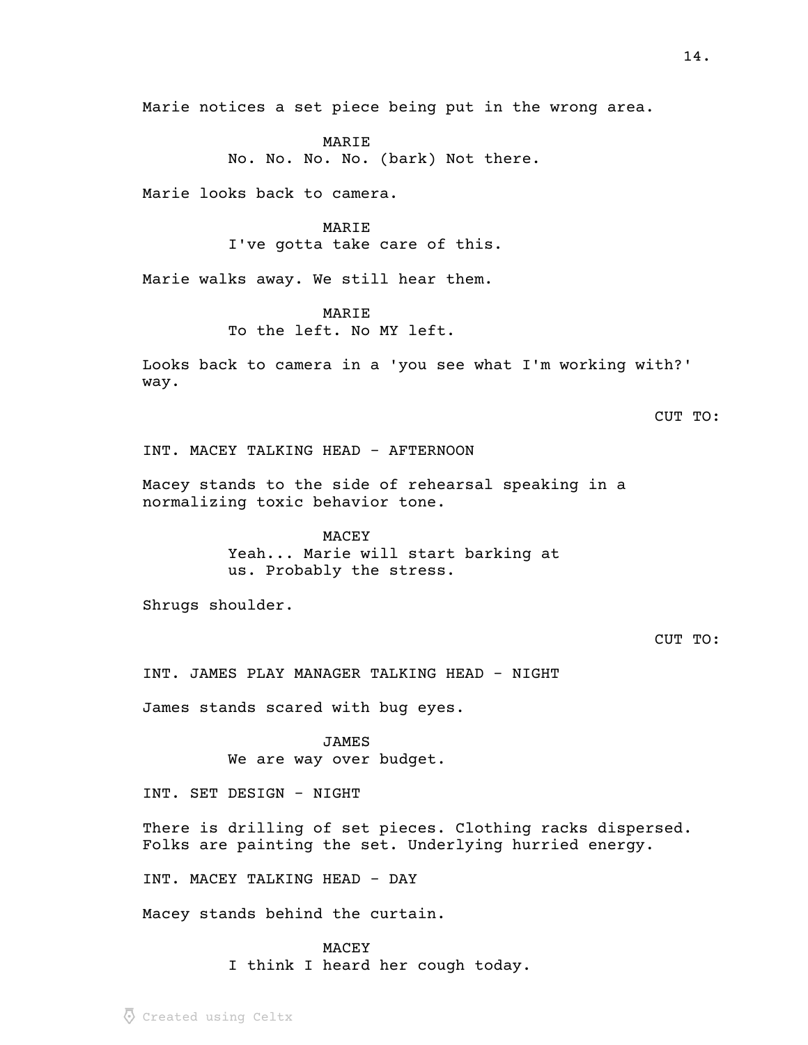Marie notices a set piece being put in the wrong area.

MARIE
No. No. No. No. (bark) Not there.

Marie looks back to camera.

MARIE
I've gotta take care of this.

Marie walks away. We still hear them.

MARIE
To the left. No MY left.

Looks back to camera in a 'you see what I'm working with?' way.

CUT TO:

INT. MACEY TALKING HEAD - AFTERNOON

Macey stands to the side of rehearsal speaking in a normalizing toxic behavior tone.

MACEY
Yeah... Marie will start barking at us. Probably the stress.

Shrugs shoulder.

CUT TO:

INT. JAMES PLAY MANAGER TALKING HEAD - NIGHT

James stands scared with bug eyes.

JAMES
We are way over budget.

INT. SET DESIGN - NIGHT

There is drilling of set pieces. Clothing racks dispersed. Folks are painting the set. Underlying hurried energy.

INT. MACEY TALKING HEAD - DAY

Macey stands behind the curtain.

MACEY
I think I heard her cough today.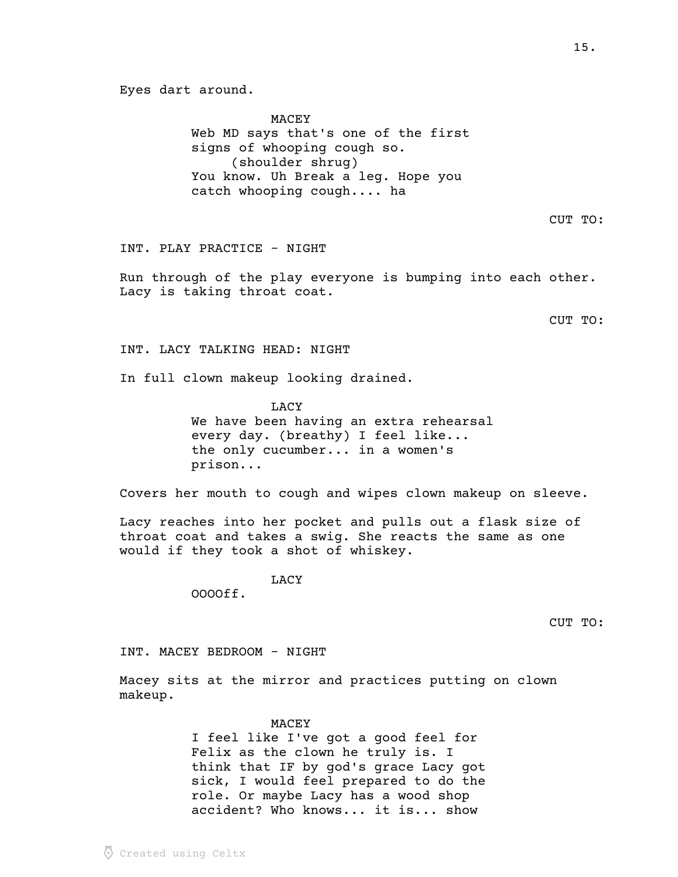Eyes dart around.

MACEY
Web MD says that's one of the first signs of whooping cough so.
(shoulder shrug)
You know. Uh Break a leg. Hope you catch whooping cough.... ha

CUT TO:

INT. PLAY PRACTICE - NIGHT

Run through of the play everyone is bumping into each other. Lacy is taking throat coat.

CUT TO:

INT. LACY TALKING HEAD: NIGHT

In full clown makeup looking drained.

LACY
We have been having an extra rehearsal every day. (breathy) I feel like... the only cucumber... in a women's prison...

Covers her mouth to cough and wipes clown makeup on sleeve.

Lacy reaches into her pocket and pulls out a flask size of throat coat and takes a swig. She reacts the same as one would if they took a shot of whiskey.

LACY
OOOOff.

CUT TO:

INT. MACEY BEDROOM - NIGHT

Macey sits at the mirror and practices putting on clown makeup.

MACEY
I feel like I've got a good feel for Felix as the clown he truly is. I think that IF by god's grace Lacy got sick, I would feel prepared to do the role. Or maybe Lacy has a wood shop accident? Who knows... it is... show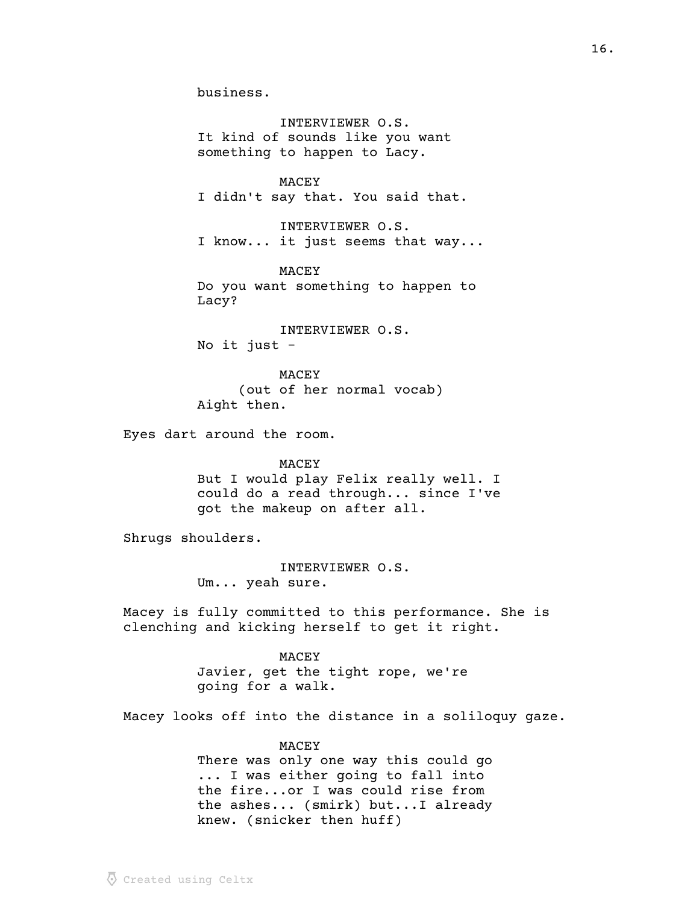business.

INTERVIEWER O.S.
It kind of sounds like you want something to happen to Lacy.

MACEY
I didn't say that. You said that.

INTERVIEWER O.S.
I know... it just seems that way...

MACEY
Do you want something to happen to Lacy?

INTERVIEWER O.S.
No it just -

MACEY
(out of her normal vocab)
Aight then.

Eyes dart around the room.

MACEY
But I would play Felix really well. I could do a read through... since I've got the makeup on after all.

Shrugs shoulders.

INTERVIEWER O.S.
Um... yeah sure.

Macey is fully committed to this performance. She is clenching and kicking herself to get it right.

MACEY
Javier, get the tight rope, we're going for a walk.

Macey looks off into the distance in a soliloquy gaze.

MACEY
There was only one way this could go ... I was either going to fall into the fire...or I was could rise from the ashes... (smirk) but...I already knew. (snicker then huff)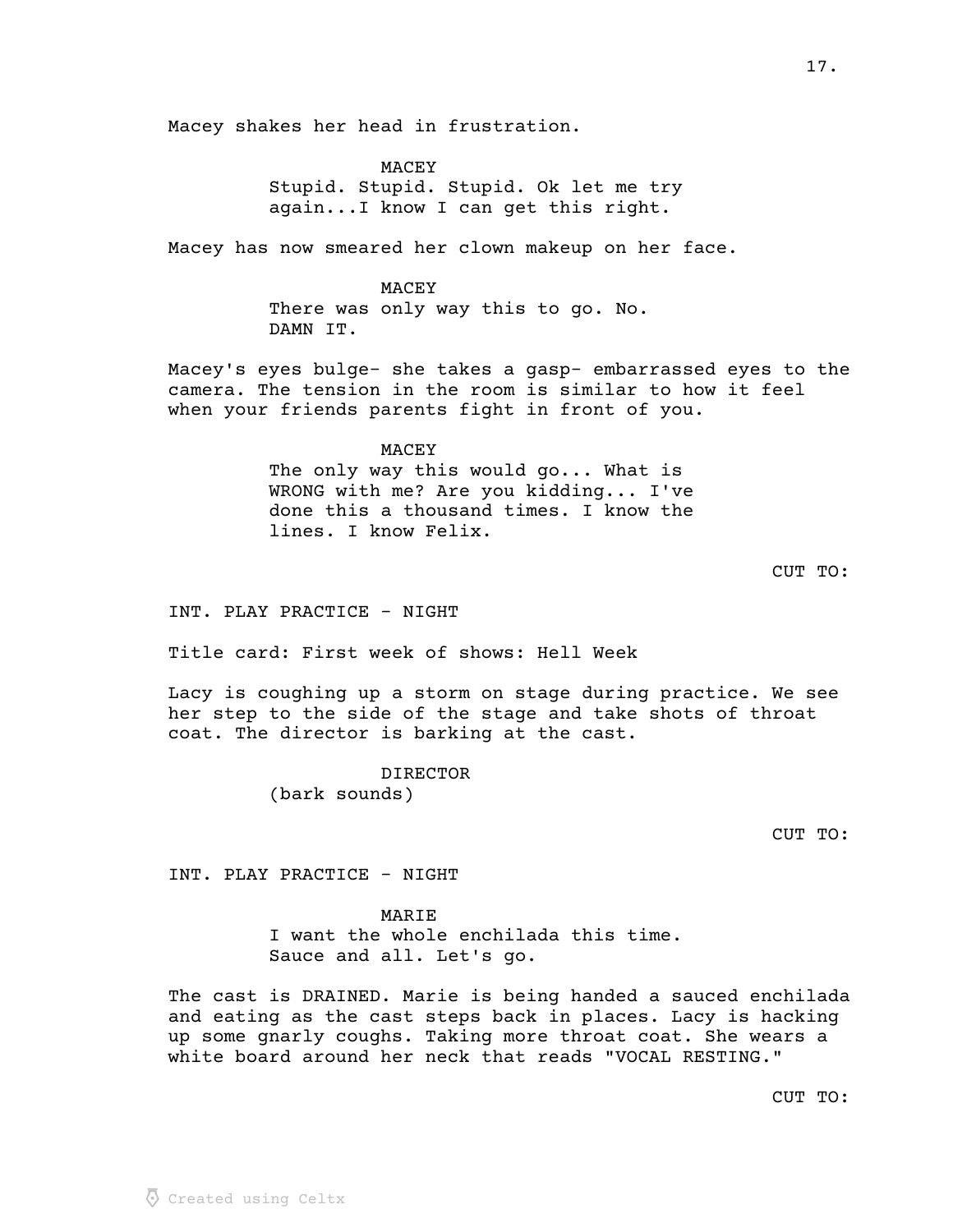Macey shakes her head in frustration.

MACEY
Stupid. Stupid. Stupid. Ok let me try again...I know I can get this right.

Macey has now smeared her clown makeup on her face.

MACEY
There was only way this to go. No. DAMN IT.

Macey's eyes bulge- she takes a gasp- embarrassed eyes to the camera. The tension in the room is similar to how it feel when your friends parents fight in front of you.

MACEY
The only way this would go... What is WRONG with me? Are you kidding... I've done this a thousand times. I know the lines. I know Felix.

CUT TO:

INT. PLAY PRACTICE - NIGHT

Title card: First week of shows: Hell Week

Lacy is coughing up a storm on stage during practice. We see her step to the side of the stage and take shots of throat coat. The director is barking at the cast.

DIRECTOR
(bark sounds)

CUT TO:

INT. PLAY PRACTICE - NIGHT

MARIE
I want the whole enchilada this time. Sauce and all. Let's go.

The cast is DRAINED. Marie is being handed a sauced enchilada and eating as the cast steps back in places. Lacy is hacking up some gnarly coughs. Taking more throat coat. She wears a white board around her neck that reads "VOCAL RESTING."

CUT TO: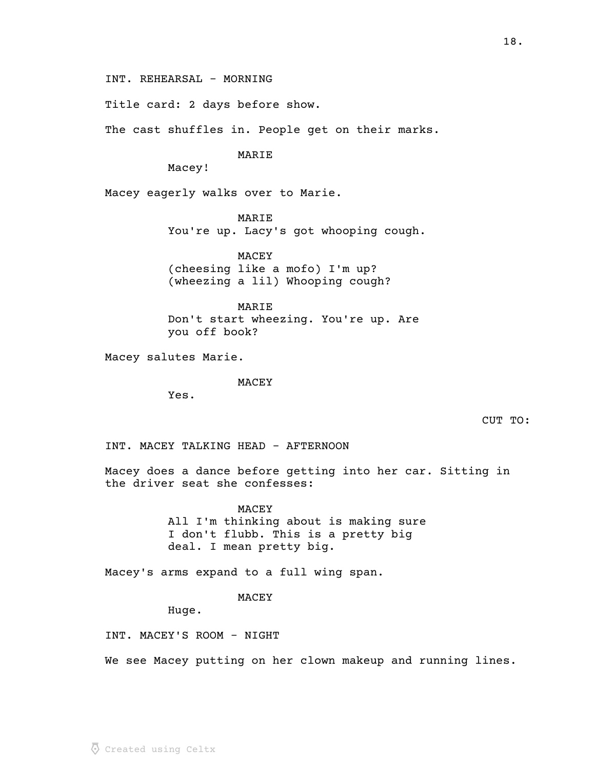INT. REHEARSAL - MORNING

Title card: 2 days before show.

The cast shuffles in. People get on their marks.

MARIE

Macey!

Macey eagerly walks over to Marie.

MARIE

You're up. Lacy's got whooping cough.

MACEY

(cheesing like a mofo) I'm up?
(wheezing a lil) Whooping cough?

MARIE

Don't start wheezing. You're up. Are you off book?

Macey salutes Marie.

MACEY

Yes.

CUT TO:

INT. MACEY TALKING HEAD - AFTERNOON

Macey does a dance before getting into her car. Sitting in the driver seat she confesses:

MACEY

All I'm thinking about is making sure I don't flubb. This is a pretty big deal. I mean pretty big.

Macey's arms expand to a full wing span.

MACEY

Huge.

INT. MACEY'S ROOM - NIGHT

We see Macey putting on her clown makeup and running lines.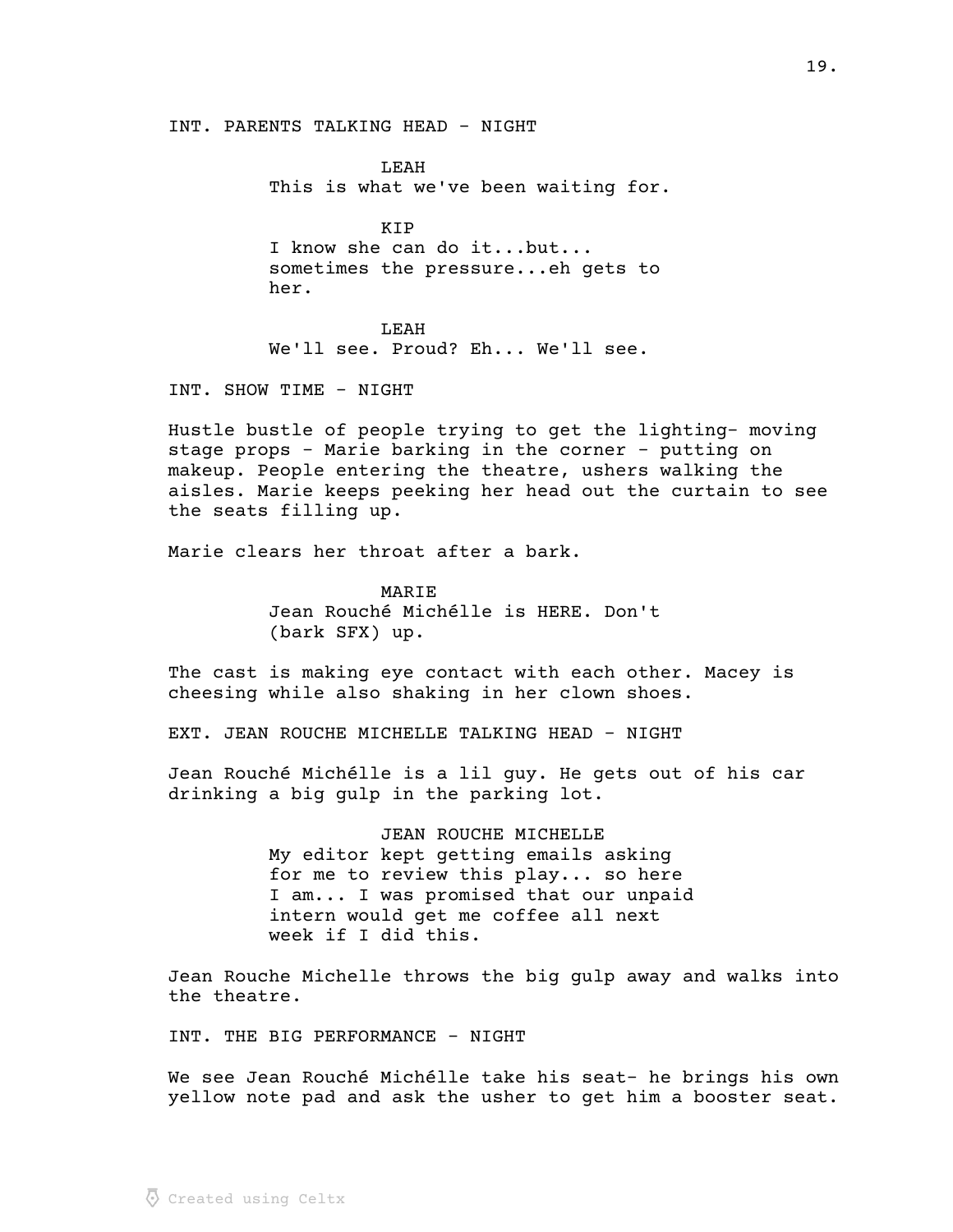INT. PARENTS TALKING HEAD - NIGHT

LEAH
This is what we've been waiting for.

KIP
I know she can do it...but... sometimes the pressure...eh gets to her.

LEAH
We'll see. Proud? Eh... We'll see.

INT. SHOW TIME - NIGHT

Hustle bustle of people trying to get the lighting- moving stage props - Marie barking in the corner - putting on makeup. People entering the theatre, ushers walking the aisles. Marie keeps peeking her head out the curtain to see the seats filling up.

Marie clears her throat after a bark.

MARIE
Jean Rouché Michélle is HERE. Don't (bark SFX) up.

The cast is making eye contact with each other. Macey is cheesing while also shaking in her clown shoes.

EXT. JEAN ROUCHE MICHELLE TALKING HEAD - NIGHT

Jean Rouché Michélle is a lil guy. He gets out of his car drinking a big gulp in the parking lot.

JEAN ROUCHE MICHELLE
My editor kept getting emails asking for me to review this play... so here I am... I was promised that our unpaid intern would get me coffee all next week if I did this.

Jean Rouche Michelle throws the big gulp away and walks into the theatre.

INT. THE BIG PERFORMANCE - NIGHT

We see Jean Rouché Michélle take his seat- he brings his own yellow note pad and ask the usher to get him a booster seat.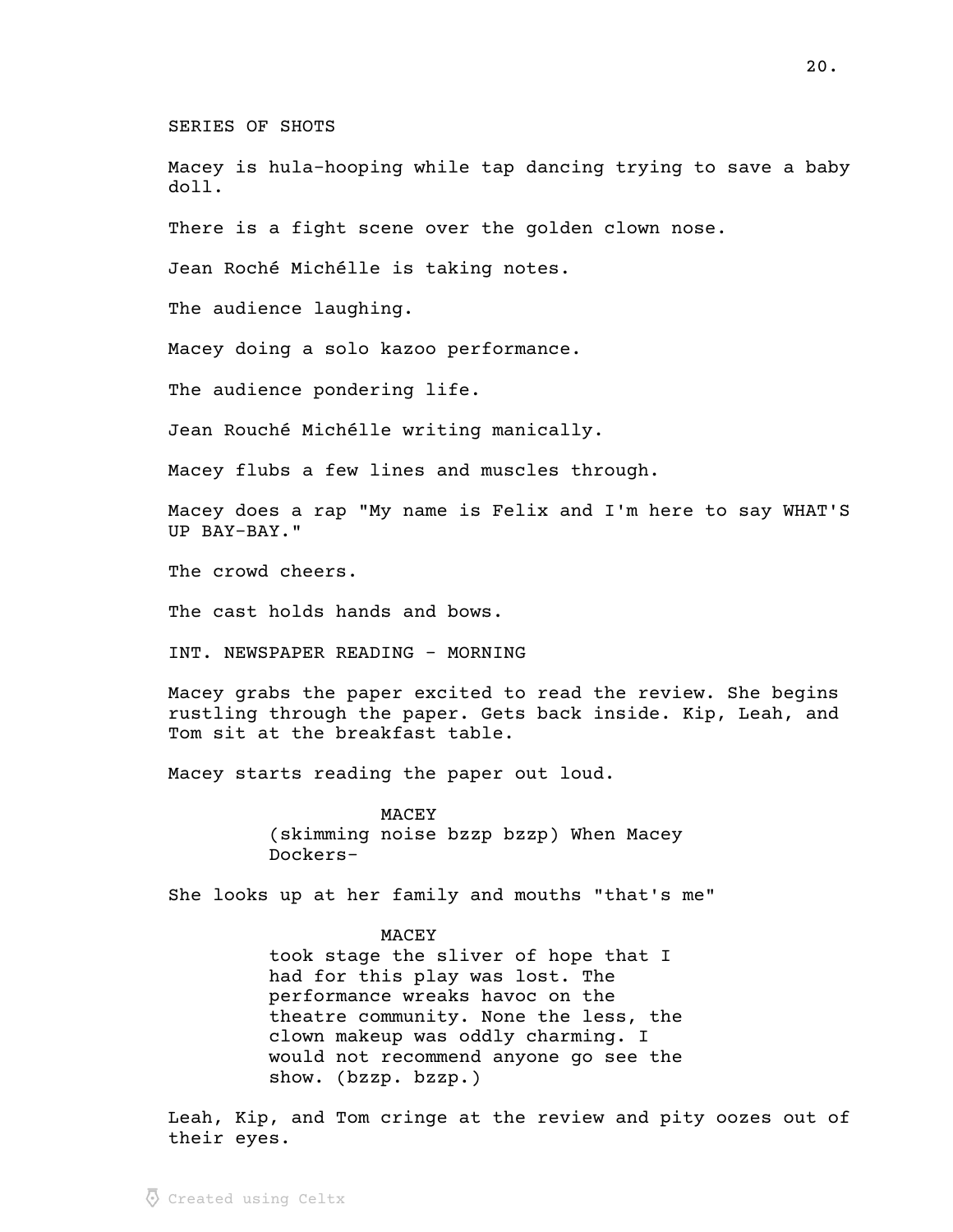SERIES OF SHOTS

Macey is hula-hooping while tap dancing trying to save a baby doll.

There is a fight scene over the golden clown nose.

Jean Roché Michélle is taking notes.

The audience laughing.

Macey doing a solo kazoo performance.

The audience pondering life.

Jean Rouché Michélle writing manically.

Macey flubs a few lines and muscles through.

Macey does a rap "My name is Felix and I'm here to say WHAT'S UP BAY-BAY."

The crowd cheers.

The cast holds hands and bows.

INT. NEWSPAPER READING - MORNING

Macey grabs the paper excited to read the review. She begins rustling through the paper. Gets back inside. Kip, Leah, and Tom sit at the breakfast table.

Macey starts reading the paper out loud.

MACEY
(skimming noise bzzp bzzp) When Macey Dockers-

She looks up at her family and mouths "that's me"

MACEY
took stage the sliver of hope that I had for this play was lost. The performance wreaks havoc on the theatre community. None the less, the clown makeup was oddly charming. I would not recommend anyone go see the show. (bzzp. bzzp.)

Leah, Kip, and Tom cringe at the review and pity oozes out of their eyes.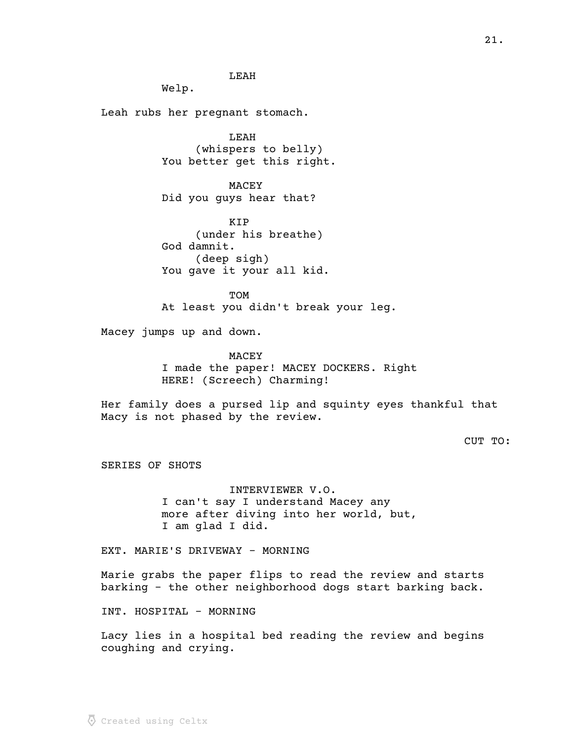LEAH

Welp.

Leah rubs her pregnant stomach.

LEAH

(whispers to belly)

You better get this right.

MACEY

Did you guys hear that?

KIP

(under his breathe)

God damnit.

(deep sigh)

You gave it your all kid.

TOM

At least you didn't break your leg.

Macey jumps up and down.

MACEY

I made the paper! MACEY DOCKERS. Right HERE! (Screech) Charming!

Her family does a pursed lip and squinty eyes thankful that Macy is not phased by the review.

CUT TO:

SERIES OF SHOTS

INTERVIEWER V.O.

I can't say I understand Macey any more after diving into her world, but, I am glad I did.

EXT. MARIE'S DRIVEWAY - MORNING

Marie grabs the paper flips to read the review and starts barking - the other neighborhood dogs start barking back.

INT. HOSPITAL - MORNING

Lacy lies in a hospital bed reading the review and begins coughing and crying.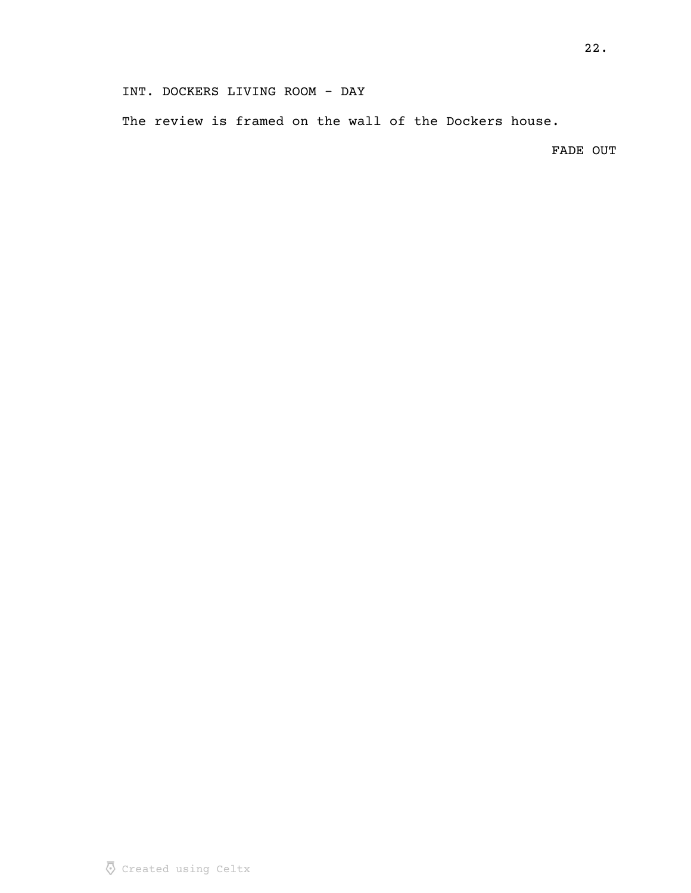INT. DOCKERS LIVING ROOM - DAY

The review is framed on the wall of the Dockers house.

FADE OUT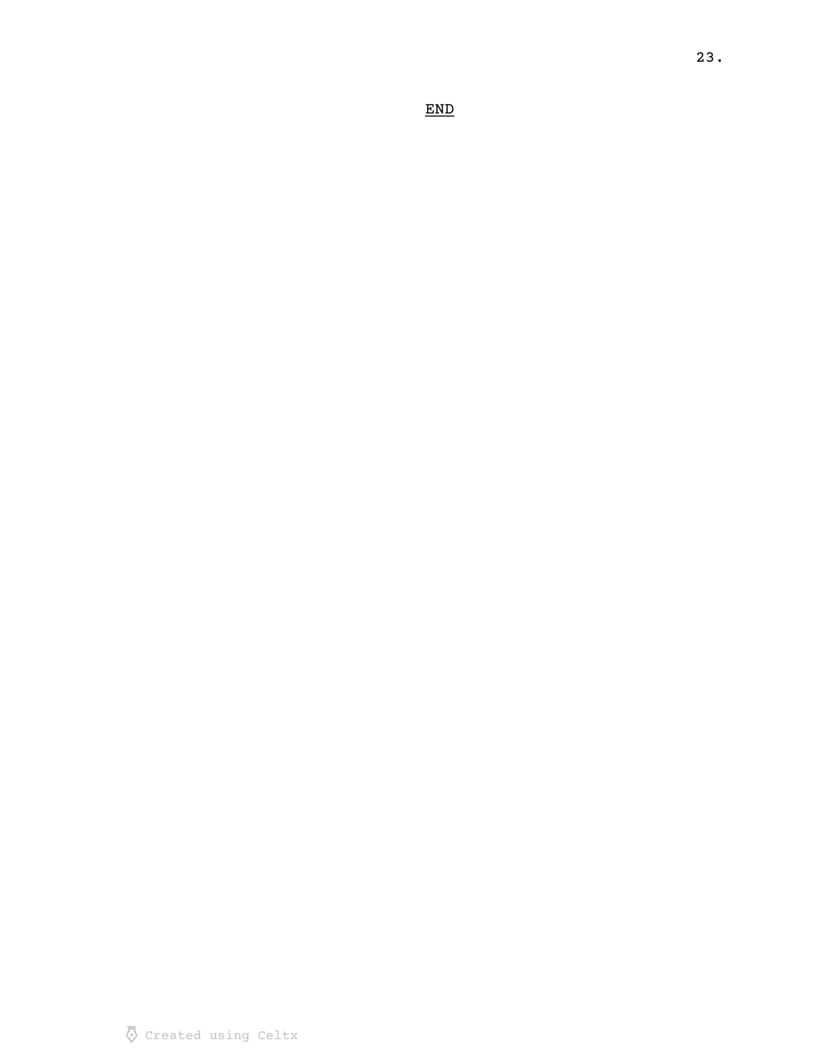<u>END</u>